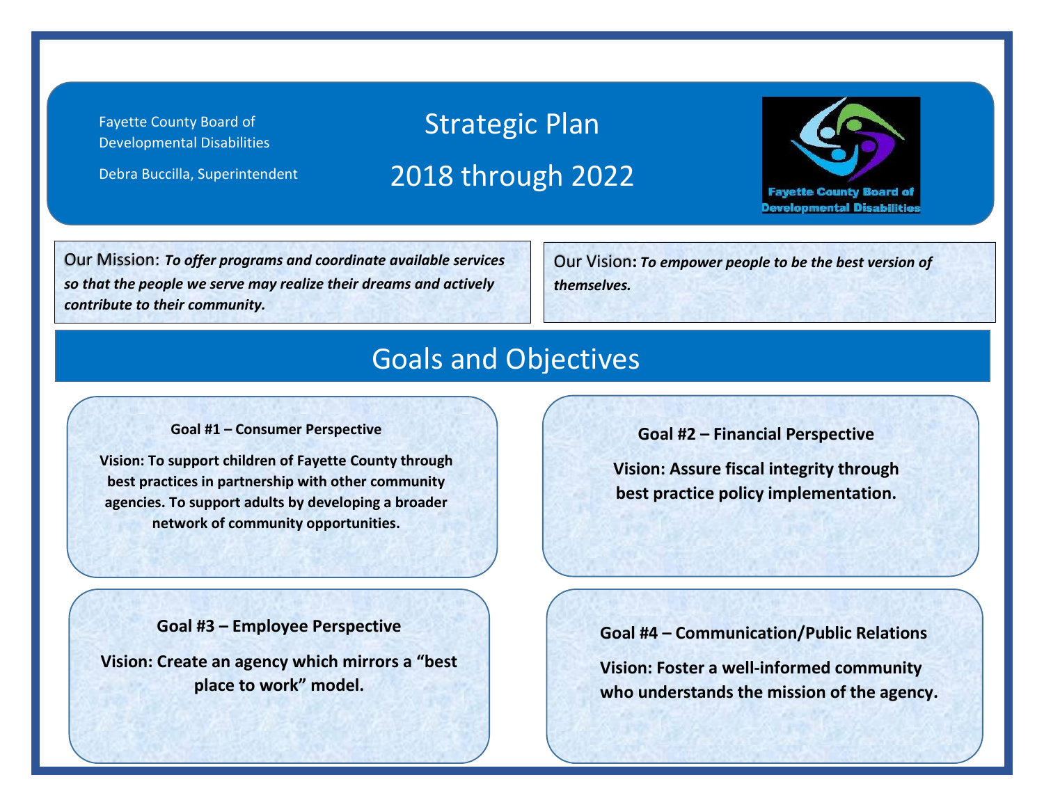Fayette County Board of Developmental Disabilities

Debra Buccilla, Superintendent

# Strategic Plan

# 2018 through 2022

Our Mission: ***To offer programs and coordinate available services so that the people we serve may realize their dreams and actively contribute to their community.***

Our Vision: ***To empower people to be the best version of themselves.***

## Goals and Objectives

**Goal #1 – Consumer Perspective**

**Vision: To support children of Fayette County through best practices in partnership with other community agencies. To support adults by developing a broader network of community opportunities.**

**Goal #2 – Financial Perspective**

**Vision: Assure fiscal integrity through best practice policy implementation.**

**Goal #3 – Employee Perspective**

**Vision: Create an agency which mirrors a "best place to work" model.**

**Goal #4 – Communication/Public Relations**

**Vision: Foster a well-informed community who understands the mission of the agency.**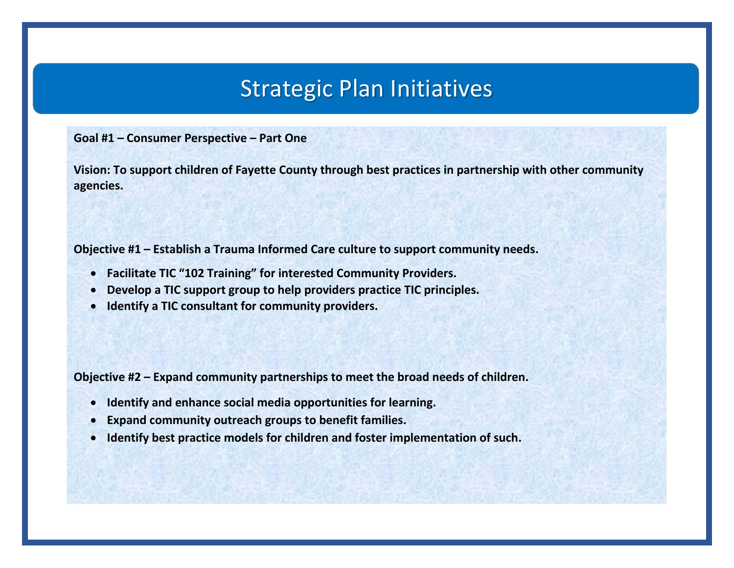# Strategic Plan Initiatives

**Goal #1 – Consumer Perspective – Part One**

**Vision: To support children of Fayette County through best practices in partnership with other community agencies.**

**Objective #1 – Establish a Trauma Informed Care culture to support community needs.**

- **Facilitate TIC "102 Training" for interested Community Providers.**
- **Develop a TIC support group to help providers practice TIC principles.**
- **Identify a TIC consultant for community providers.**

**Objective #2 – Expand community partnerships to meet the broad needs of children.**

- **Identify and enhance social media opportunities for learning.**
- **Expand community outreach groups to benefit families.**
- **Identify best practice models for children and foster implementation of such.**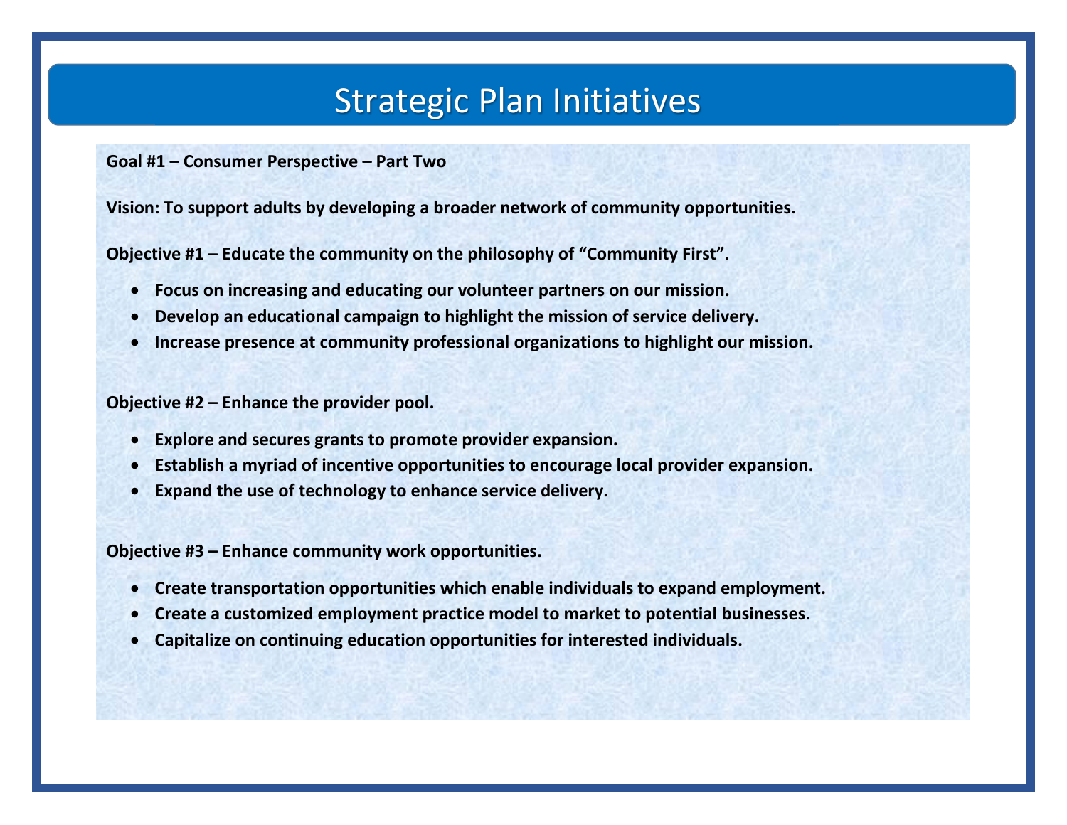# Strategic Plan Initiatives

**Goal #1 – Consumer Perspective – Part Two**

**Vision: To support adults by developing a broader network of community opportunities.**

**Objective #1 – Educate the community on the philosophy of "Community First".**

- **Focus on increasing and educating our volunteer partners on our mission.**
- **Develop an educational campaign to highlight the mission of service delivery.**
- **Increase presence at community professional organizations to highlight our mission.**

**Objective #2 – Enhance the provider pool.**

- **Explore and secures grants to promote provider expansion.**
- **Establish a myriad of incentive opportunities to encourage local provider expansion.**
- **Expand the use of technology to enhance service delivery.**

**Objective #3 – Enhance community work opportunities.**

- **Create transportation opportunities which enable individuals to expand employment.**
- **Create a customized employment practice model to market to potential businesses.**
- **Capitalize on continuing education opportunities for interested individuals.**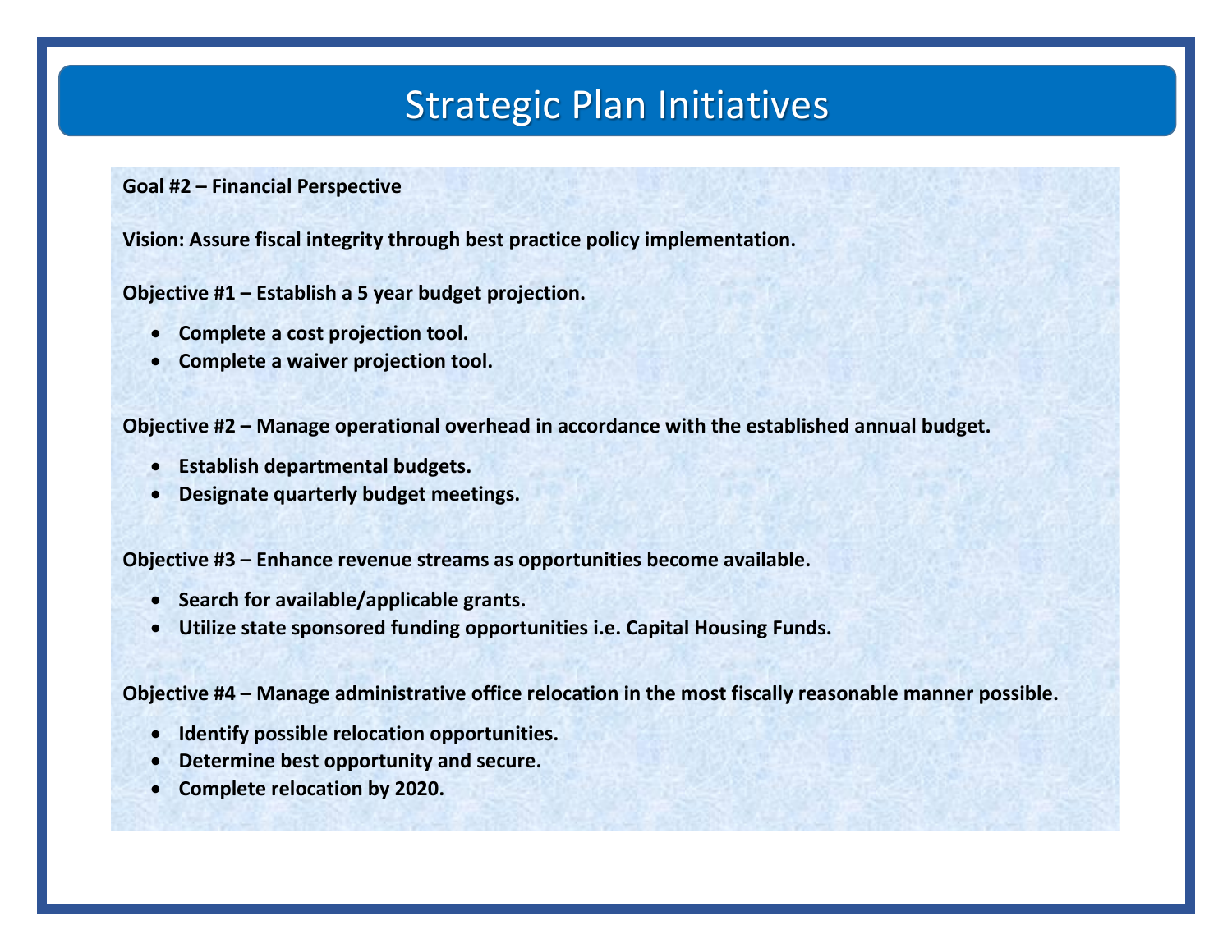# Strategic Plan Initiatives

**Goal #2 – Financial Perspective**

**Vision: Assure fiscal integrity through best practice policy implementation.**

**Objective #1 – Establish a 5 year budget projection.**

- **Complete a cost projection tool.**
- **Complete a waiver projection tool.**

**Objective #2 – Manage operational overhead in accordance with the established annual budget.**

- **Establish departmental budgets.**
- **Designate quarterly budget meetings.**

**Objective #3 – Enhance revenue streams as opportunities become available.**

- **Search for available/applicable grants.**
- **Utilize state sponsored funding opportunities i.e. Capital Housing Funds.**

**Objective #4 – Manage administrative office relocation in the most fiscally reasonable manner possible.**

- **Identify possible relocation opportunities.**
- **Determine best opportunity and secure.**
- **Complete relocation by 2020.**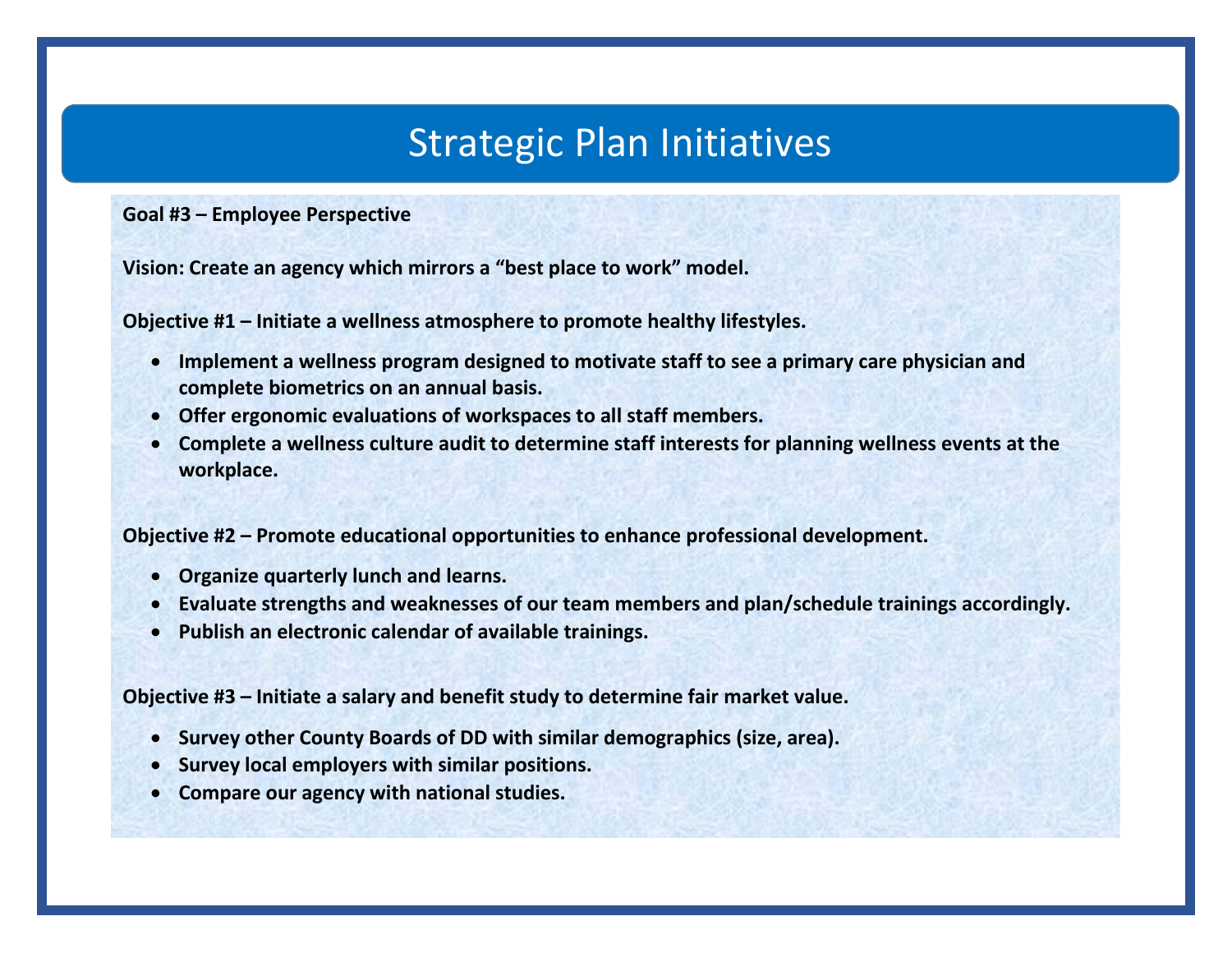# Strategic Plan Initiatives

**Goal #3 – Employee Perspective**

**Vision: Create an agency which mirrors a "best place to work" model.**

**Objective #1 – Initiate a wellness atmosphere to promote healthy lifestyles.**

- **Implement a wellness program designed to motivate staff to see a primary care physician and complete biometrics on an annual basis.**
- **Offer ergonomic evaluations of workspaces to all staff members.**
- **Complete a wellness culture audit to determine staff interests for planning wellness events at the workplace.**

**Objective #2 – Promote educational opportunities to enhance professional development.**

- **Organize quarterly lunch and learns.**
- **Evaluate strengths and weaknesses of our team members and plan/schedule trainings accordingly.**
- **Publish an electronic calendar of available trainings.**

**Objective #3 – Initiate a salary and benefit study to determine fair market value.**

- **Survey other County Boards of DD with similar demographics (size, area).**
- **Survey local employers with similar positions.**
- **Compare our agency with national studies.**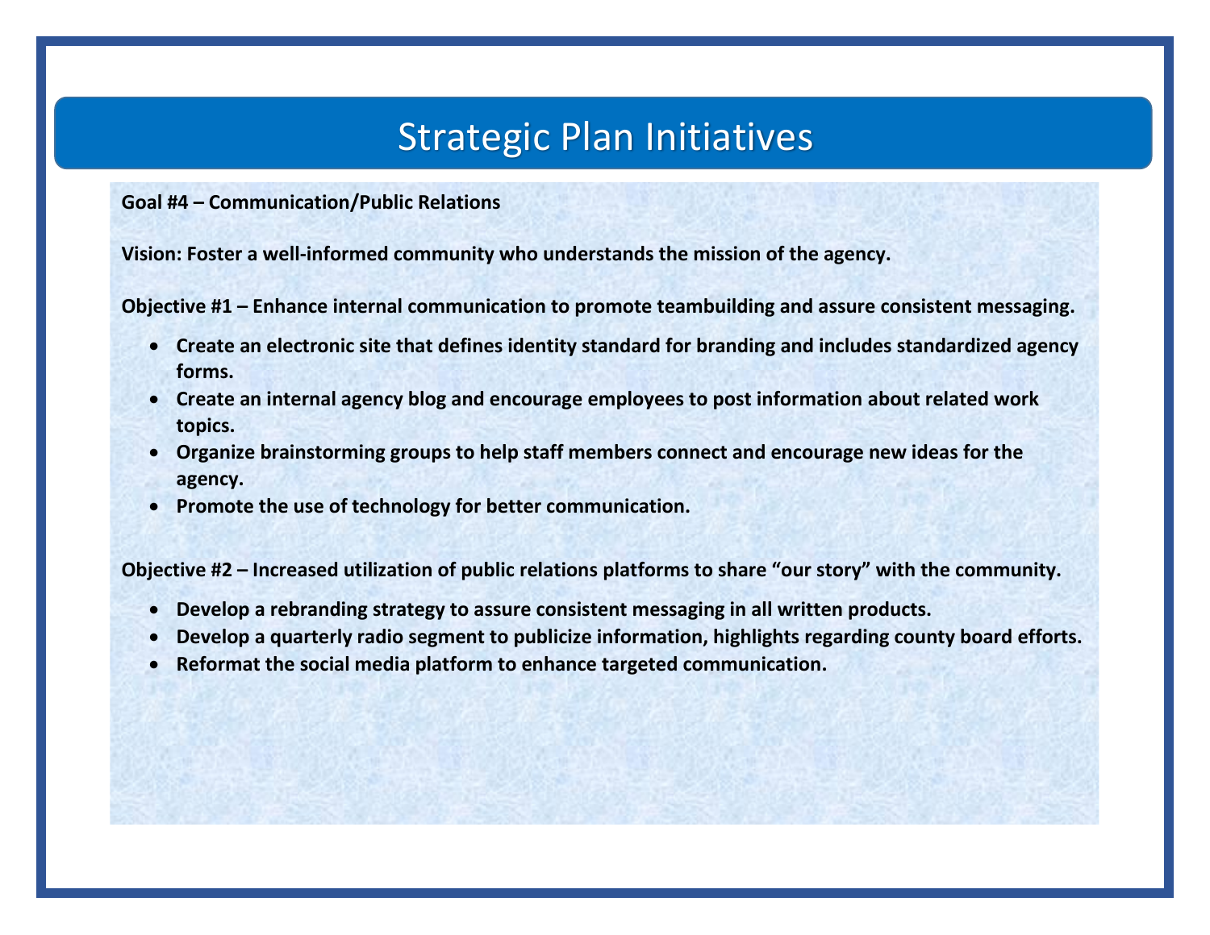# Strategic Plan Initiatives

**Goal #4 – Communication/Public Relations**

**Vision: Foster a well-informed community who understands the mission of the agency.**

**Objective #1 – Enhance internal communication to promote teambuilding and assure consistent messaging.**

- **Create an electronic site that defines identity standard for branding and includes standardized agency forms.**
- **Create an internal agency blog and encourage employees to post information about related work topics.**
- **Organize brainstorming groups to help staff members connect and encourage new ideas for the agency.**
- **Promote the use of technology for better communication.**

**Objective #2 – Increased utilization of public relations platforms to share "our story" with the community.**

- **Develop a rebranding strategy to assure consistent messaging in all written products.**
- **Develop a quarterly radio segment to publicize information, highlights regarding county board efforts.**
- **Reformat the social media platform to enhance targeted communication.**